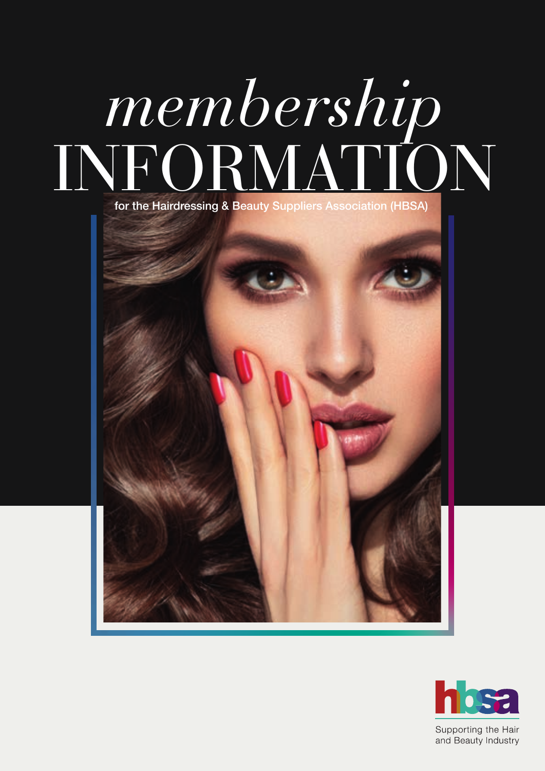# *membership* INFORMATION

for the Hairdressing & Beauty Suppliers Association (HBSA)

hbsa

Supporting the Hair and Beauty Industry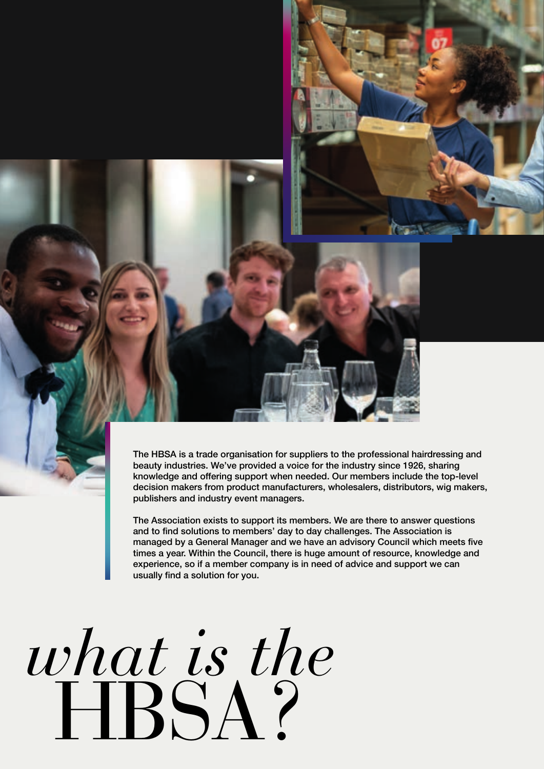The HBSA is a trade organisation for suppliers to the professional hairdressing and beauty industries. We've provided a voice for the industry since 1926, sharing knowledge and offering support when needed. Our members include the top-level decision makers from product manufacturers, wholesalers, distributors, wig makers, publishers and industry event managers.

The Association exists to support its members. We are there to answer questions and to find solutions to members' day to day challenges. The Association is managed by a General Manager and we have an advisory Council which meets five times a year. Within the Council, there is huge amount of resource, knowledge and experience, so if a member company is in need of advice and support we can usually find a solution for you.

# *what is the* HBSA?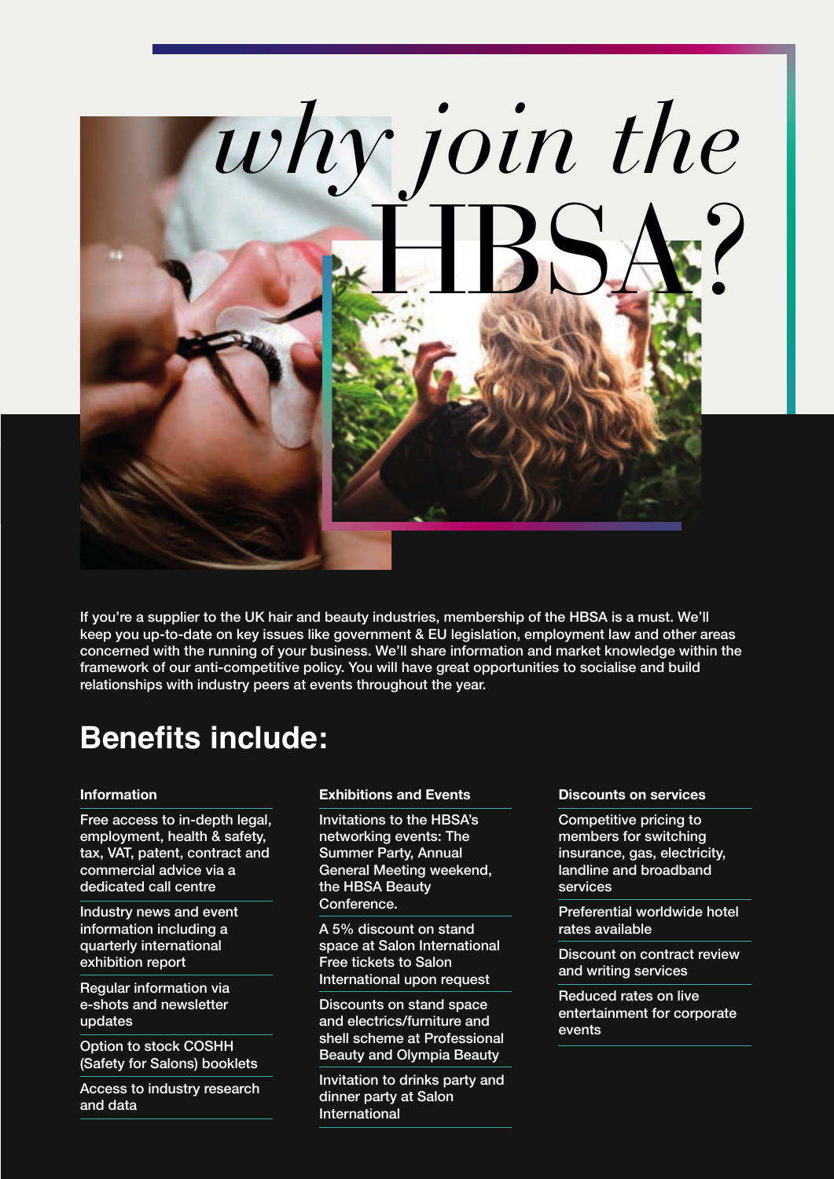# *why join the* HBSA?

If you're a supplier to the UK hair and beauty industries, membership of the HBSA is a must. We'll keep you up-to-date on key issues like government & EU legislation, employment law and other areas concerned with the running of your business. We'll share information and market knowledge within the framework of our anti-competitive policy. You will have great opportunities to socialise and build relationships with industry peers at events throughout the year.

## Benefits include:

#### Information

- Free access to in-depth legal, employment, health & safety, tax, VAT, patent, contract and commercial advice via a dedicated call centre
- Industry news and event information including a quarterly international exhibition report
- Regular information via e-shots and newsletter updates
- Option to stock COSHH (Safety for Salons) booklets
- Access to industry research and data

#### Exhibitions and Events

- Invitations to the HBSA's networking events: The Summer Party, Annual General Meeting weekend, the HBSA Beauty Conference.
- A 5% discount on stand space at Salon International Free tickets to Salon International upon request
- Discounts on stand space and electrics/furniture and shell scheme at Professional Beauty and Olympia Beauty
- Invitation to drinks party and dinner party at Salon International

#### Discounts on services

- Competitive pricing to members for switching insurance, gas, electricity, landline and broadband services
- Preferential worldwide hotel rates available
- Discount on contract review and writing services
- Reduced rates on live entertainment for corporate events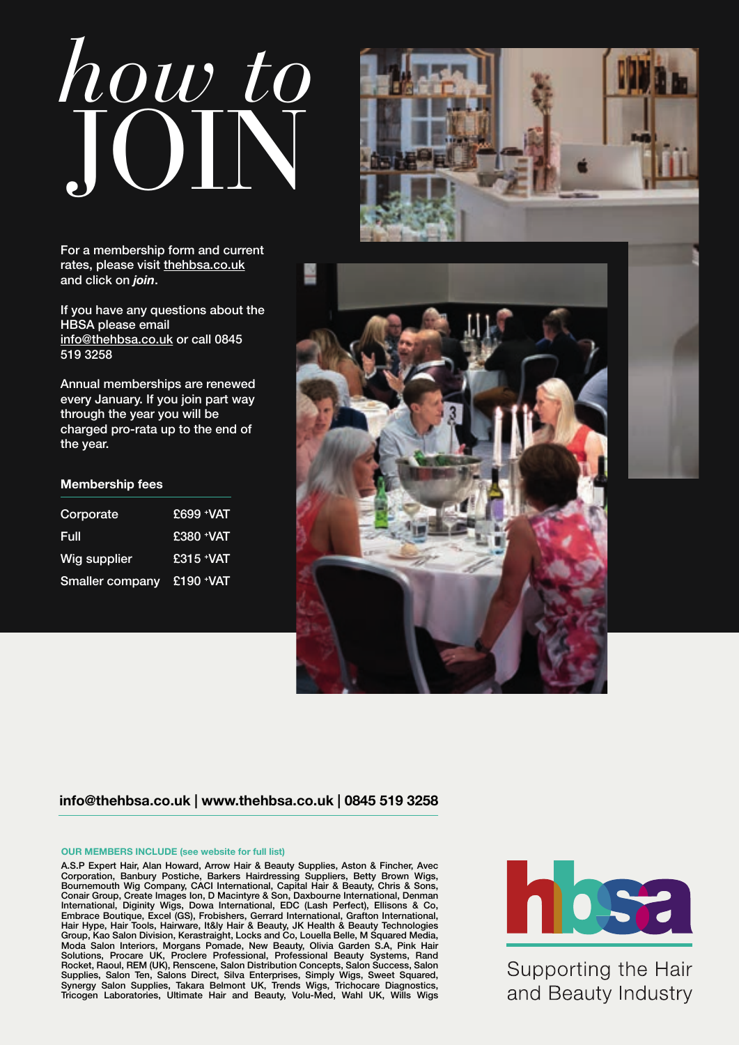# *how to* JOIN

For a membership form and current rates, please visit thehbsa.co.uk and click on ***join***.

If you have any questions about the HBSA please email info@thehbsa.co.uk or call 0845 519 3258

Annual memberships are renewed every January. If you join part way through the year you will be charged pro-rata up to the end of the year.

**Membership fees**

| | |
|---|---|
| Corporate | £699 +VAT |
| Full | £380 +VAT |
| Wig supplier | £315 +VAT |
| Smaller company | £190 +VAT |

**info@thehbsa.co.uk | www.thehbsa.co.uk | 0845 519 3258**

**OUR MEMBERS INCLUDE (see website for full list)**

A.S.P Expert Hair, Alan Howard, Arrow Hair & Beauty Supplies, Aston & Fincher, Avec Corporation, Banbury Postiche, Barkers Hairdressing Suppliers, Betty Brown Wigs, Bournemouth Wig Company, CACI International, Capital Hair & Beauty, Chris & Sons, Conair Group, Create Images Ion, D Macintyre & Son, Daxbourne International, Denman International, Diginity Wigs, Dowa International, EDC (Lash Perfect), Ellisons & Co, Embrace Boutique, Excel (GS), Frobishers, Gerrard International, Grafton International, Hair Hype, Hair Tools, Hairware, It&ly Hair & Beauty, JK Health & Beauty Technologies Group, Kao Salon Division, Kerastraight, Locks and Co, Louella Belle, M Squared Media, Moda Salon Interiors, Morgans Pomade, New Beauty, Olivia Garden S.A, Pink Hair Solutions, Procare UK, Proclere Professional, Professional Beauty Systems, Rand Rocket, Raoul, REM (UK), Renscene, Salon Distribution Concepts, Salon Success, Salon Supplies, Salon Ten, Salons Direct, Silva Enterprises, Simply Wigs, Sweet Squared, Synergy Salon Supplies, Takara Belmont UK, Trends Wigs, Trichocare Diagnostics, Tricogen Laboratories, Ultimate Hair and Beauty, Volu-Med, Wahl UK, Wills Wigs

hbsa

Supporting the Hair and Beauty Industry